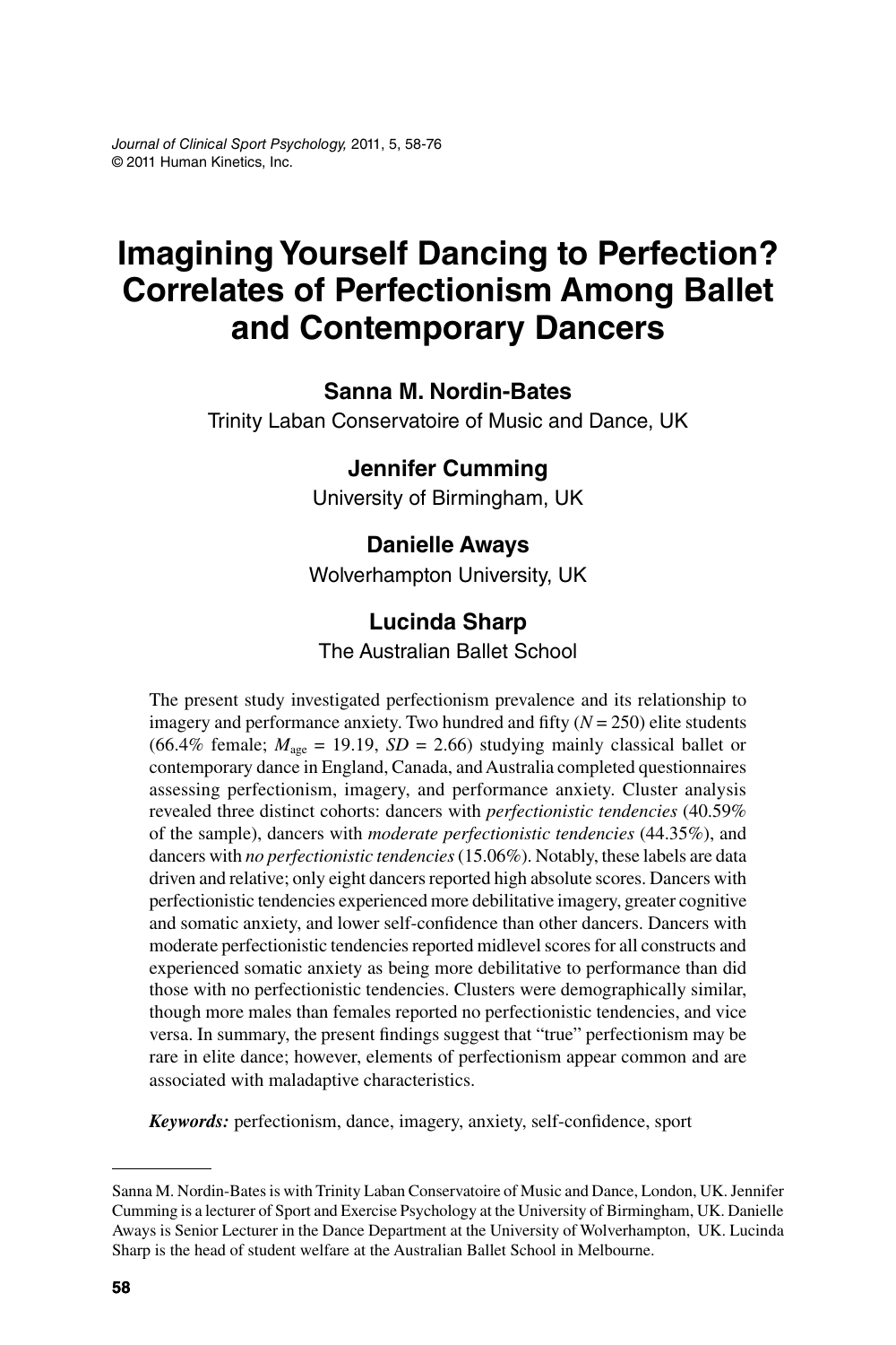# Imagining Yourself Dancing to Perfection? Correlates of Perfectionism Among Ballet and Contemporary Dancers

**Sanna M. Nordin-Bates**
Trinity Laban Conservatoire of Music and Dance, UK

**Jennifer Cumming**
University of Birmingham, UK

**Danielle Aways**
Wolverhampton University, UK

**Lucinda Sharp**
The Australian Ballet School

The present study investigated perfectionism prevalence and its relationship to imagery and performance anxiety. Two hundred and fifty ($N = 250$) elite students (66.4% female; $M_{age} = 19.19$, $SD = 2.66$) studying mainly classical ballet or contemporary dance in England, Canada, and Australia completed questionnaires assessing perfectionism, imagery, and performance anxiety. Cluster analysis revealed three distinct cohorts: dancers with *perfectionistic tendencies* (40.59% of the sample), dancers with *moderate perfectionistic tendencies* (44.35%), and dancers with *no perfectionistic tendencies* (15.06%). Notably, these labels are data driven and relative; only eight dancers reported high absolute scores. Dancers with perfectionistic tendencies experienced more debilitative imagery, greater cognitive and somatic anxiety, and lower self-confidence than other dancers. Dancers with moderate perfectionistic tendencies reported midlevel scores for all constructs and experienced somatic anxiety as being more debilitative to performance than did those with no perfectionistic tendencies. Clusters were demographically similar, though more males than females reported no perfectionistic tendencies, and vice versa. In summary, the present findings suggest that "true" perfectionism may be rare in elite dance; however, elements of perfectionism appear common and are associated with maladaptive characteristics.

***Keywords:*** perfectionism, dance, imagery, anxiety, self-confidence, sport

---

Sanna M. Nordin-Bates is with Trinity Laban Conservatoire of Music and Dance, London, UK. Jennifer Cumming is a lecturer of Sport and Exercise Psychology at the University of Birmingham, UK. Danielle Aways is Senior Lecturer in the Dance Department at the University of Wolverhampton, UK. Lucinda Sharp is the head of student welfare at the Australian Ballet School in Melbourne.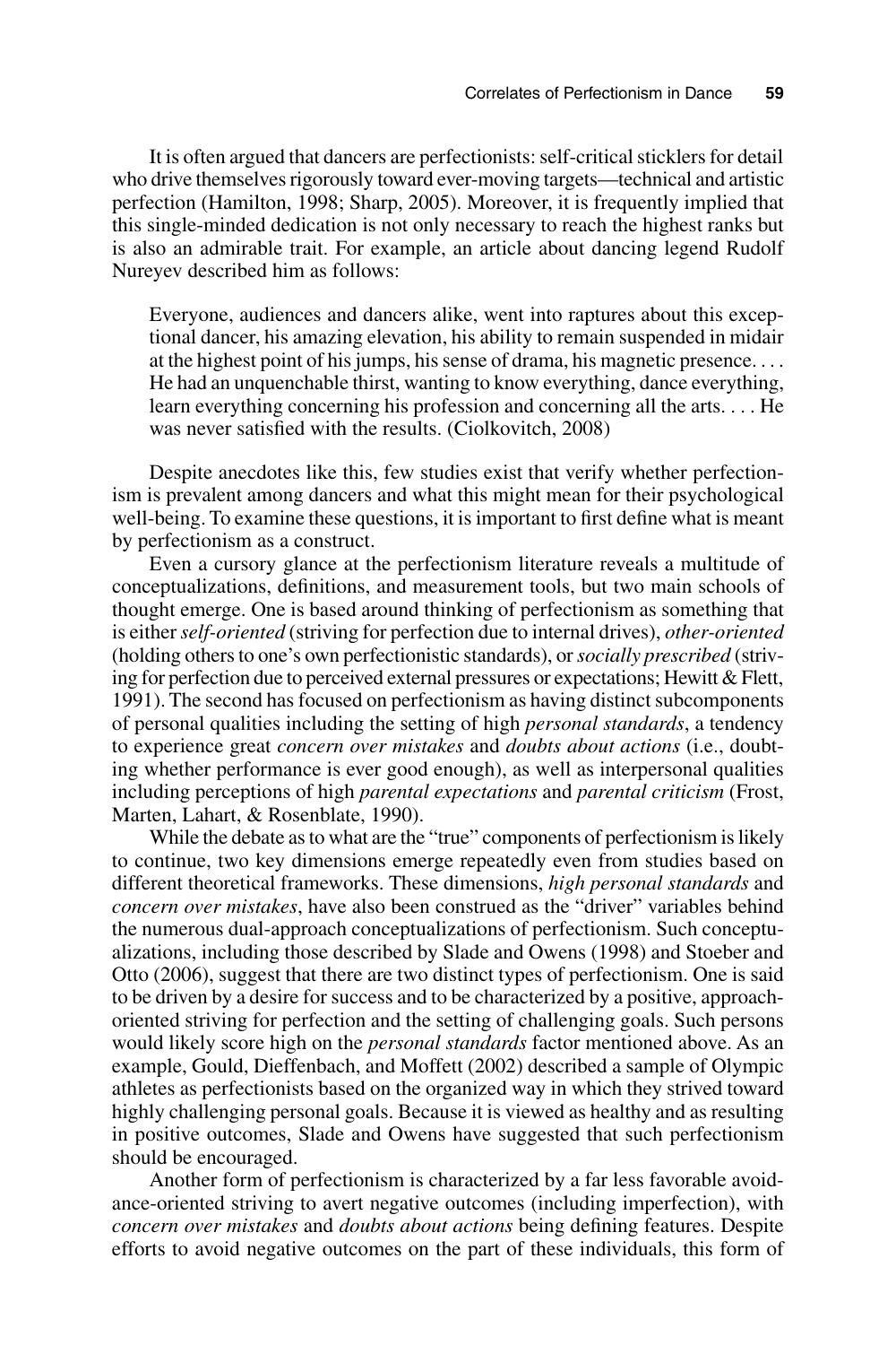It is often argued that dancers are perfectionists: self-critical sticklers for detail who drive themselves rigorously toward ever-moving targets—technical and artistic perfection (Hamilton, 1998; Sharp, 2005). Moreover, it is frequently implied that this single-minded dedication is not only necessary to reach the highest ranks but is also an admirable trait. For example, an article about dancing legend Rudolf Nureyev described him as follows:

> Everyone, audiences and dancers alike, went into raptures about this exceptional dancer, his amazing elevation, his ability to remain suspended in midair at the highest point of his jumps, his sense of drama, his magnetic presence. . . . He had an unquenchable thirst, wanting to know everything, dance everything, learn everything concerning his profession and concerning all the arts. . . . He was never satisfied with the results. (Ciolkovitch, 2008)

Despite anecdotes like this, few studies exist that verify whether perfectionism is prevalent among dancers and what this might mean for their psychological well-being. To examine these questions, it is important to first define what is meant by perfectionism as a construct.

Even a cursory glance at the perfectionism literature reveals a multitude of conceptualizations, definitions, and measurement tools, but two main schools of thought emerge. One is based around thinking of perfectionism as something that is either *self-oriented* (striving for perfection due to internal drives), *other-oriented* (holding others to one's own perfectionistic standards), or *socially prescribed* (striving for perfection due to perceived external pressures or expectations; Hewitt & Flett, 1991). The second has focused on perfectionism as having distinct subcomponents of personal qualities including the setting of high *personal standards*, a tendency to experience great *concern over mistakes* and *doubts about actions* (i.e., doubting whether performance is ever good enough), as well as interpersonal qualities including perceptions of high *parental expectations* and *parental criticism* (Frost, Marten, Lahart, & Rosenblate, 1990).

While the debate as to what are the "true" components of perfectionism is likely to continue, two key dimensions emerge repeatedly even from studies based on different theoretical frameworks. These dimensions, *high personal standards* and *concern over mistakes*, have also been construed as the "driver" variables behind the numerous dual-approach conceptualizations of perfectionism. Such conceptualizations, including those described by Slade and Owens (1998) and Stoeber and Otto (2006), suggest that there are two distinct types of perfectionism. One is said to be driven by a desire for success and to be characterized by a positive, approach-oriented striving for perfection and the setting of challenging goals. Such persons would likely score high on the *personal standards* factor mentioned above. As an example, Gould, Dieffenbach, and Moffett (2002) described a sample of Olympic athletes as perfectionists based on the organized way in which they strived toward highly challenging personal goals. Because it is viewed as healthy and as resulting in positive outcomes, Slade and Owens have suggested that such perfectionism should be encouraged.

Another form of perfectionism is characterized by a far less favorable avoidance-oriented striving to avert negative outcomes (including imperfection), with *concern over mistakes* and *doubts about actions* being defining features. Despite efforts to avoid negative outcomes on the part of these individuals, this form of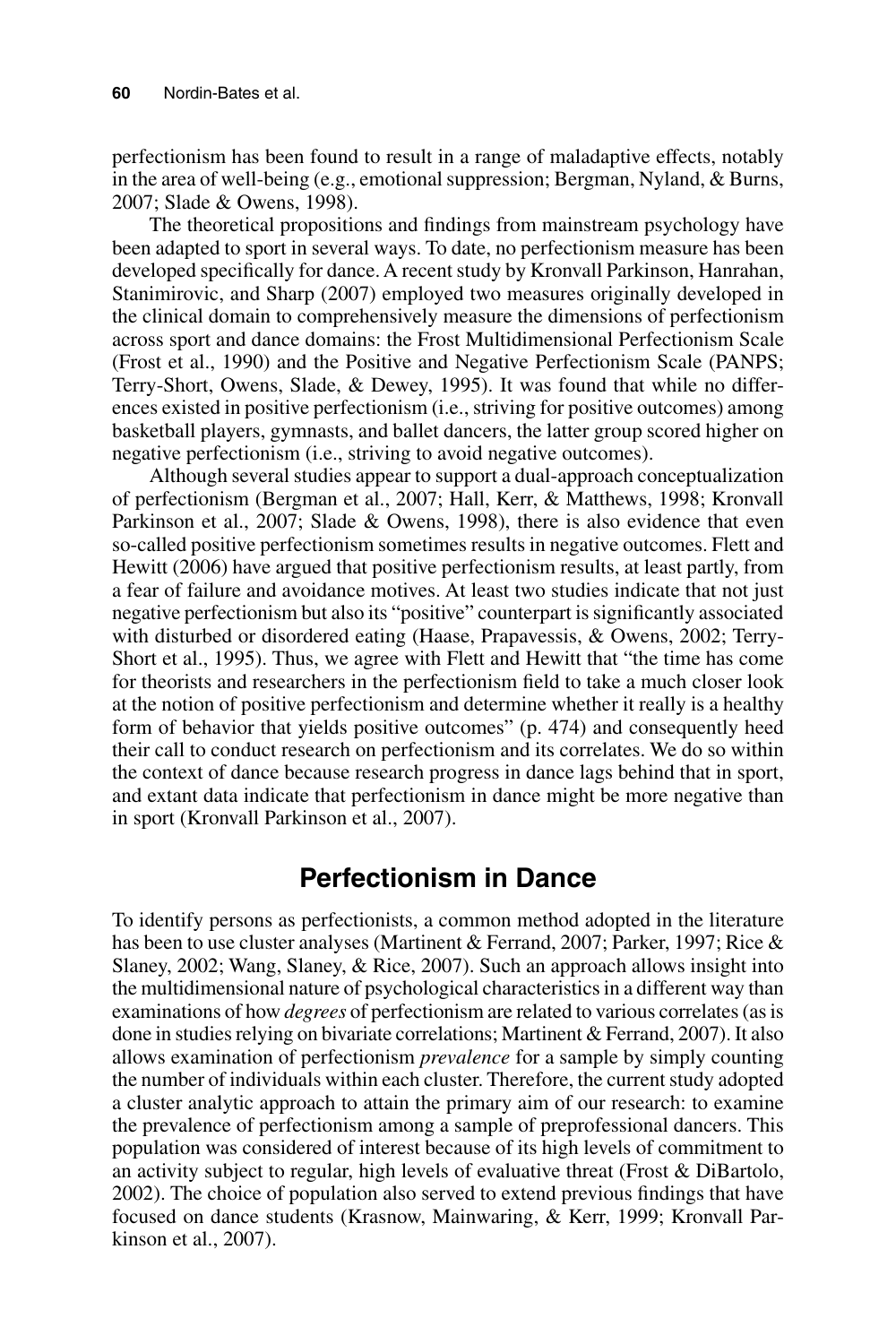perfectionism has been found to result in a range of maladaptive effects, notably in the area of well-being (e.g., emotional suppression; Bergman, Nyland, & Burns, 2007; Slade & Owens, 1998).

The theoretical propositions and findings from mainstream psychology have been adapted to sport in several ways. To date, no perfectionism measure has been developed specifically for dance. A recent study by Kronvall Parkinson, Hanrahan, Stanimirovic, and Sharp (2007) employed two measures originally developed in the clinical domain to comprehensively measure the dimensions of perfectionism across sport and dance domains: the Frost Multidimensional Perfectionism Scale (Frost et al., 1990) and the Positive and Negative Perfectionism Scale (PANPS; Terry-Short, Owens, Slade, & Dewey, 1995). It was found that while no differences existed in positive perfectionism (i.e., striving for positive outcomes) among basketball players, gymnasts, and ballet dancers, the latter group scored higher on negative perfectionism (i.e., striving to avoid negative outcomes).

Although several studies appear to support a dual-approach conceptualization of perfectionism (Bergman et al., 2007; Hall, Kerr, & Matthews, 1998; Kronvall Parkinson et al., 2007; Slade & Owens, 1998), there is also evidence that even so-called positive perfectionism sometimes results in negative outcomes. Flett and Hewitt (2006) have argued that positive perfectionism results, at least partly, from a fear of failure and avoidance motives. At least two studies indicate that not just negative perfectionism but also its "positive" counterpart is significantly associated with disturbed or disordered eating (Haase, Prapavessis, & Owens, 2002; Terry-Short et al., 1995). Thus, we agree with Flett and Hewitt that "the time has come for theorists and researchers in the perfectionism field to take a much closer look at the notion of positive perfectionism and determine whether it really is a healthy form of behavior that yields positive outcomes" (p. 474) and consequently heed their call to conduct research on perfectionism and its correlates. We do so within the context of dance because research progress in dance lags behind that in sport, and extant data indicate that perfectionism in dance might be more negative than in sport (Kronvall Parkinson et al., 2007).

## Perfectionism in Dance

To identify persons as perfectionists, a common method adopted in the literature has been to use cluster analyses (Martinent & Ferrand, 2007; Parker, 1997; Rice & Slaney, 2002; Wang, Slaney, & Rice, 2007). Such an approach allows insight into the multidimensional nature of psychological characteristics in a different way than examinations of how *degrees* of perfectionism are related to various correlates (as is done in studies relying on bivariate correlations; Martinent & Ferrand, 2007). It also allows examination of perfectionism *prevalence* for a sample by simply counting the number of individuals within each cluster. Therefore, the current study adopted a cluster analytic approach to attain the primary aim of our research: to examine the prevalence of perfectionism among a sample of preprofessional dancers. This population was considered of interest because of its high levels of commitment to an activity subject to regular, high levels of evaluative threat (Frost & DiBartolo, 2002). The choice of population also served to extend previous findings that have focused on dance students (Krasnow, Mainwaring, & Kerr, 1999; Kronvall Parkinson et al., 2007).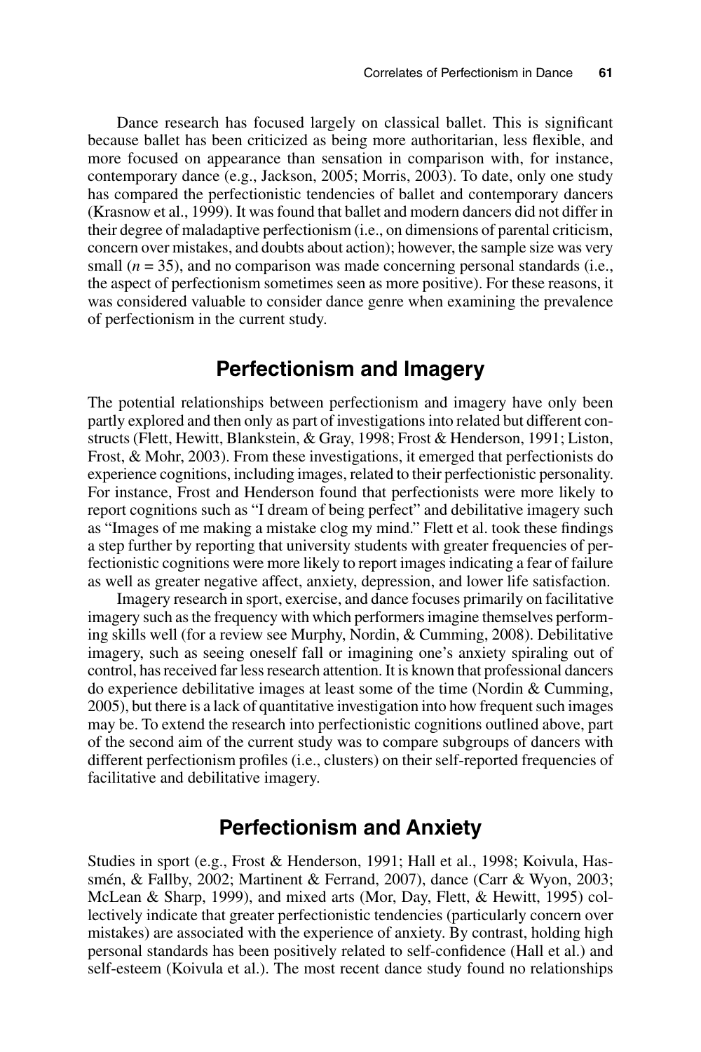Dance research has focused largely on classical ballet. This is significant because ballet has been criticized as being more authoritarian, less flexible, and more focused on appearance than sensation in comparison with, for instance, contemporary dance (e.g., Jackson, 2005; Morris, 2003). To date, only one study has compared the perfectionistic tendencies of ballet and contemporary dancers (Krasnow et al., 1999). It was found that ballet and modern dancers did not differ in their degree of maladaptive perfectionism (i.e., on dimensions of parental criticism, concern over mistakes, and doubts about action); however, the sample size was very small ($n = 35$), and no comparison was made concerning personal standards (i.e., the aspect of perfectionism sometimes seen as more positive). For these reasons, it was considered valuable to consider dance genre when examining the prevalence of perfectionism in the current study.

## Perfectionism and Imagery

The potential relationships between perfectionism and imagery have only been partly explored and then only as part of investigations into related but different constructs (Flett, Hewitt, Blankstein, & Gray, 1998; Frost & Henderson, 1991; Liston, Frost, & Mohr, 2003). From these investigations, it emerged that perfectionists do experience cognitions, including images, related to their perfectionistic personality. For instance, Frost and Henderson found that perfectionists were more likely to report cognitions such as "I dream of being perfect" and debilitative imagery such as "Images of me making a mistake clog my mind." Flett et al. took these findings a step further by reporting that university students with greater frequencies of perfectionistic cognitions were more likely to report images indicating a fear of failure as well as greater negative affect, anxiety, depression, and lower life satisfaction.

Imagery research in sport, exercise, and dance focuses primarily on facilitative imagery such as the frequency with which performers imagine themselves performing skills well (for a review see Murphy, Nordin, & Cumming, 2008). Debilitative imagery, such as seeing oneself fall or imagining one's anxiety spiraling out of control, has received far less research attention. It is known that professional dancers do experience debilitative images at least some of the time (Nordin & Cumming, 2005), but there is a lack of quantitative investigation into how frequent such images may be. To extend the research into perfectionistic cognitions outlined above, part of the second aim of the current study was to compare subgroups of dancers with different perfectionism profiles (i.e., clusters) on their self-reported frequencies of facilitative and debilitative imagery.

## Perfectionism and Anxiety

Studies in sport (e.g., Frost & Henderson, 1991; Hall et al., 1998; Koivula, Hassmén, & Fallby, 2002; Martinent & Ferrand, 2007), dance (Carr & Wyon, 2003; McLean & Sharp, 1999), and mixed arts (Mor, Day, Flett, & Hewitt, 1995) collectively indicate that greater perfectionistic tendencies (particularly concern over mistakes) are associated with the experience of anxiety. By contrast, holding high personal standards has been positively related to self-confidence (Hall et al.) and self-esteem (Koivula et al.). The most recent dance study found no relationships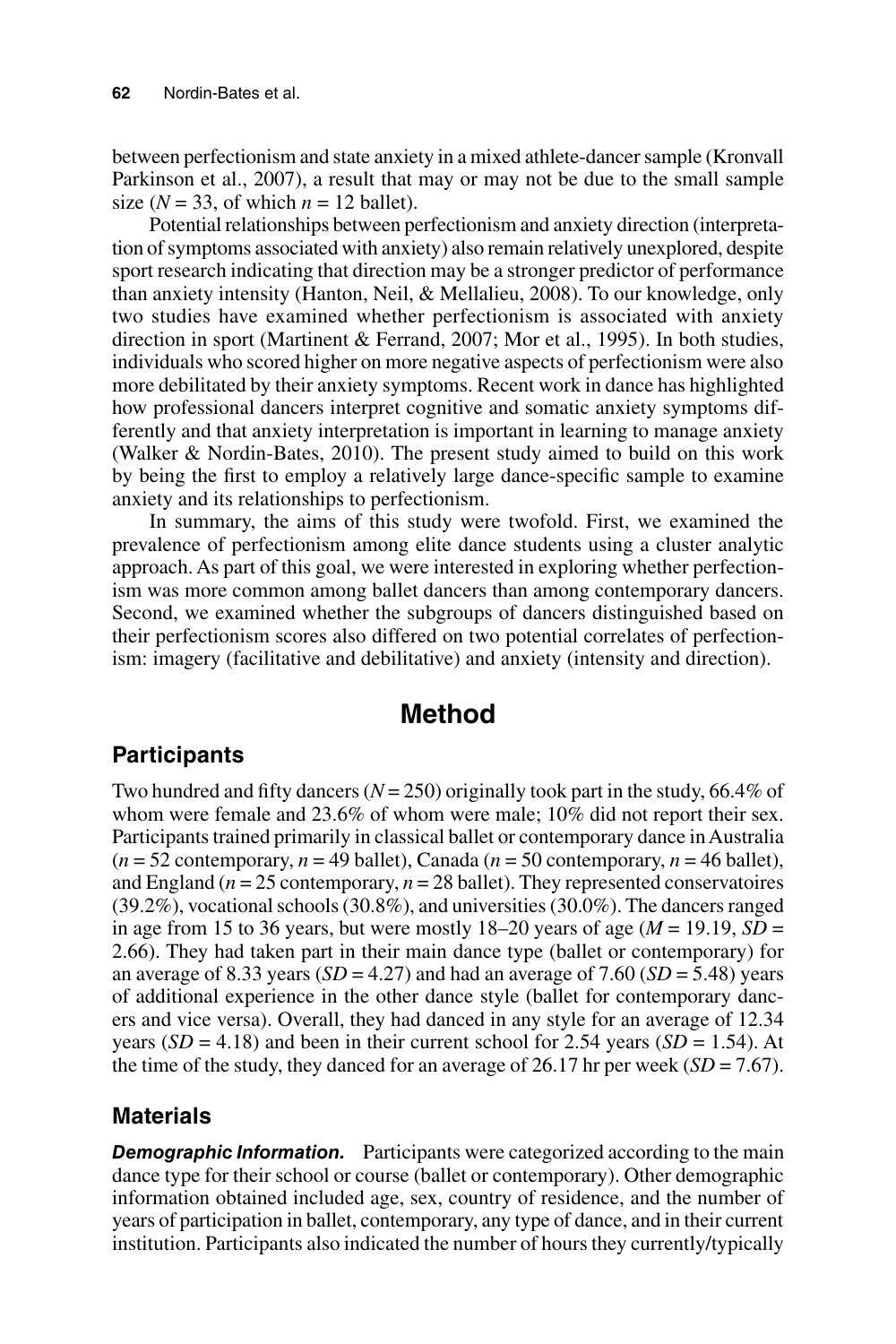between perfectionism and state anxiety in a mixed athlete-dancer sample (Kronvall Parkinson et al., 2007), a result that may or may not be due to the small sample size ($N = 33$, of which $n = 12$ ballet).

Potential relationships between perfectionism and anxiety direction (interpretation of symptoms associated with anxiety) also remain relatively unexplored, despite sport research indicating that direction may be a stronger predictor of performance than anxiety intensity (Hanton, Neil, & Mellalieu, 2008). To our knowledge, only two studies have examined whether perfectionism is associated with anxiety direction in sport (Martinent & Ferrand, 2007; Mor et al., 1995). In both studies, individuals who scored higher on more negative aspects of perfectionism were also more debilitated by their anxiety symptoms. Recent work in dance has highlighted how professional dancers interpret cognitive and somatic anxiety symptoms differently and that anxiety interpretation is important in learning to manage anxiety (Walker & Nordin-Bates, 2010). The present study aimed to build on this work by being the first to employ a relatively large dance-specific sample to examine anxiety and its relationships to perfectionism.

In summary, the aims of this study were twofold. First, we examined the prevalence of perfectionism among elite dance students using a cluster analytic approach. As part of this goal, we were interested in exploring whether perfectionism was more common among ballet dancers than among contemporary dancers. Second, we examined whether the subgroups of dancers distinguished based on their perfectionism scores also differed on two potential correlates of perfectionism: imagery (facilitative and debilitative) and anxiety (intensity and direction).

# Method

## Participants

Two hundred and fifty dancers ($N = 250$) originally took part in the study, 66.4% of whom were female and 23.6% of whom were male; 10% did not report their sex. Participants trained primarily in classical ballet or contemporary dance in Australia ($n = 52$ contemporary, $n = 49$ ballet), Canada ($n = 50$ contemporary, $n = 46$ ballet), and England ($n = 25$ contemporary, $n = 28$ ballet). They represented conservatoires (39.2%), vocational schools (30.8%), and universities (30.0%). The dancers ranged in age from 15 to 36 years, but were mostly 18–20 years of age ($M = 19.19$, $SD = 2.66$). They had taken part in their main dance type (ballet or contemporary) for an average of 8.33 years ($SD = 4.27$) and had an average of 7.60 ($SD = 5.48$) years of additional experience in the other dance style (ballet for contemporary dancers and vice versa). Overall, they had danced in any style for an average of 12.34 years ($SD = 4.18$) and been in their current school for 2.54 years ($SD = 1.54$). At the time of the study, they danced for an average of 26.17 hr per week ($SD = 7.67$).

## Materials

***Demographic Information.*** Participants were categorized according to the main dance type for their school or course (ballet or contemporary). Other demographic information obtained included age, sex, country of residence, and the number of years of participation in ballet, contemporary, any type of dance, and in their current institution. Participants also indicated the number of hours they currently/typically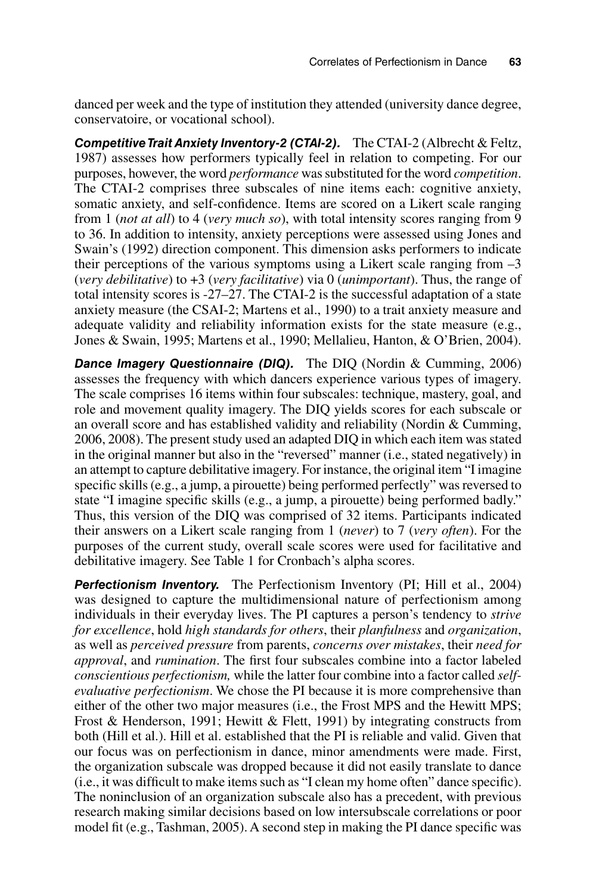danced per week and the type of institution they attended (university dance degree, conservatoire, or vocational school).

***Competitive Trait Anxiety Inventory-2 (CTAI-2).*** The CTAI-2 (Albrecht & Feltz, 1987) assesses how performers typically feel in relation to competing. For our purposes, however, the word *performance* was substituted for the word *competition*. The CTAI-2 comprises three subscales of nine items each: cognitive anxiety, somatic anxiety, and self-confidence. Items are scored on a Likert scale ranging from 1 (*not at all*) to 4 (*very much so*), with total intensity scores ranging from 9 to 36. In addition to intensity, anxiety perceptions were assessed using Jones and Swain's (1992) direction component. This dimension asks performers to indicate their perceptions of the various symptoms using a Likert scale ranging from –3 (*very debilitative*) to +3 (*very facilitative*) via 0 (*unimportant*). Thus, the range of total intensity scores is -27–27. The CTAI-2 is the successful adaptation of a state anxiety measure (the CSAI-2; Martens et al., 1990) to a trait anxiety measure and adequate validity and reliability information exists for the state measure (e.g., Jones & Swain, 1995; Martens et al., 1990; Mellalieu, Hanton, & O'Brien, 2004).

***Dance Imagery Questionnaire (DIQ).*** The DIQ (Nordin & Cumming, 2006) assesses the frequency with which dancers experience various types of imagery. The scale comprises 16 items within four subscales: technique, mastery, goal, and role and movement quality imagery. The DIQ yields scores for each subscale or an overall score and has established validity and reliability (Nordin & Cumming, 2006, 2008). The present study used an adapted DIQ in which each item was stated in the original manner but also in the "reversed" manner (i.e., stated negatively) in an attempt to capture debilitative imagery. For instance, the original item "I imagine specific skills (e.g., a jump, a pirouette) being performed perfectly" was reversed to state "I imagine specific skills (e.g., a jump, a pirouette) being performed badly." Thus, this version of the DIQ was comprised of 32 items. Participants indicated their answers on a Likert scale ranging from 1 (*never*) to 7 (*very often*). For the purposes of the current study, overall scale scores were used for facilitative and debilitative imagery. See Table 1 for Cronbach's alpha scores.

***Perfectionism Inventory.*** The Perfectionism Inventory (PI; Hill et al., 2004) was designed to capture the multidimensional nature of perfectionism among individuals in their everyday lives. The PI captures a person's tendency to *strive for excellence*, hold *high standards for others*, their *planfulness* and *organization*, as well as *perceived pressure* from parents, *concerns over mistakes*, their *need for approval*, and *rumination*. The first four subscales combine into a factor labeled *conscientious perfectionism,* while the latter four combine into a factor called *self-evaluative perfectionism*. We chose the PI because it is more comprehensive than either of the other two major measures (i.e., the Frost MPS and the Hewitt MPS; Frost & Henderson, 1991; Hewitt & Flett, 1991) by integrating constructs from both (Hill et al.). Hill et al. established that the PI is reliable and valid. Given that our focus was on perfectionism in dance, minor amendments were made. First, the organization subscale was dropped because it did not easily translate to dance (i.e., it was difficult to make items such as "I clean my home often" dance specific). The noninclusion of an organization subscale also has a precedent, with previous research making similar decisions based on low intersubscale correlations or poor model fit (e.g., Tashman, 2005). A second step in making the PI dance specific was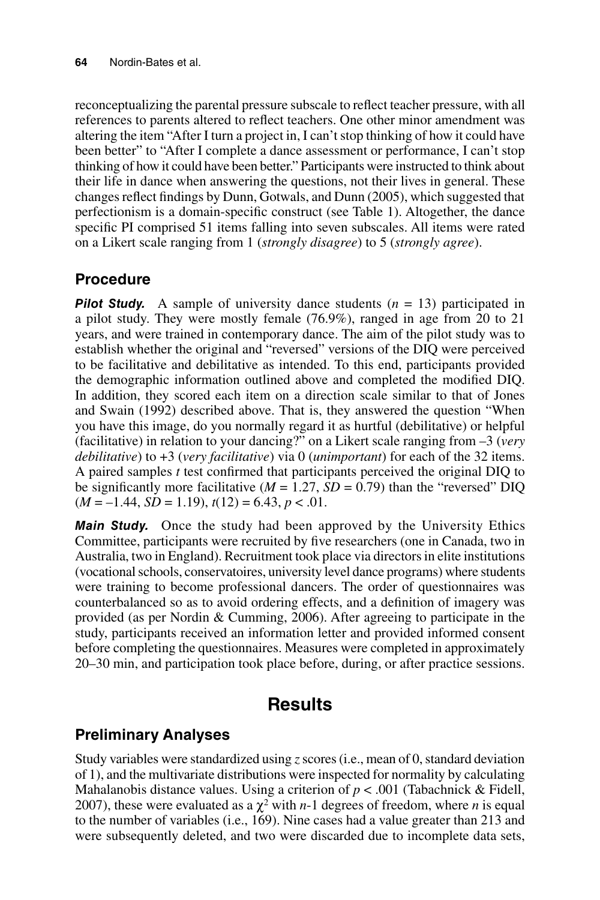reconceptualizing the parental pressure subscale to reflect teacher pressure, with all references to parents altered to reflect teachers. One other minor amendment was altering the item "After I turn a project in, I can't stop thinking of how it could have been better" to "After I complete a dance assessment or performance, I can't stop thinking of how it could have been better." Participants were instructed to think about their life in dance when answering the questions, not their lives in general. These changes reflect findings by Dunn, Gotwals, and Dunn (2005), which suggested that perfectionism is a domain-specific construct (see Table 1). Altogether, the dance specific PI comprised 51 items falling into seven subscales. All items were rated on a Likert scale ranging from 1 (*strongly disagree*) to 5 (*strongly agree*).

## Procedure

***Pilot Study.*** A sample of university dance students ($n$ = 13) participated in a pilot study. They were mostly female (76.9%), ranged in age from 20 to 21 years, and were trained in contemporary dance. The aim of the pilot study was to establish whether the original and "reversed" versions of the DIQ were perceived to be facilitative and debilitative as intended. To this end, participants provided the demographic information outlined above and completed the modified DIQ. In addition, they scored each item on a direction scale similar to that of Jones and Swain (1992) described above. That is, they answered the question "When you have this image, do you normally regard it as hurtful (debilitative) or helpful (facilitative) in relation to your dancing?" on a Likert scale ranging from –3 (*very debilitative*) to +3 (*very facilitative*) via 0 (*unimportant*) for each of the 32 items. A paired samples $t$ test confirmed that participants perceived the original DIQ to be significantly more facilitative ($M$ = 1.27, $SD$ = 0.79) than the "reversed" DIQ ($M$ = –1.44, $SD$ = 1.19), $t(12) = 6.43$, $p < .01$.

***Main Study.*** Once the study had been approved by the University Ethics Committee, participants were recruited by five researchers (one in Canada, two in Australia, two in England). Recruitment took place via directors in elite institutions (vocational schools, conservatoires, university level dance programs) where students were training to become professional dancers. The order of questionnaires was counterbalanced so as to avoid ordering effects, and a definition of imagery was provided (as per Nordin & Cumming, 2006). After agreeing to participate in the study, participants received an information letter and provided informed consent before completing the questionnaires. Measures were completed in approximately 20–30 min, and participation took place before, during, or after practice sessions.

# Results

## Preliminary Analyses

Study variables were standardized using $z$ scores (i.e., mean of 0, standard deviation of 1), and the multivariate distributions were inspected for normality by calculating Mahalanobis distance values. Using a criterion of $p < .001$ (Tabachnick & Fidell, 2007), these were evaluated as a $\chi^2$ with $n$-1 degrees of freedom, where $n$ is equal to the number of variables (i.e., 169). Nine cases had a value greater than 213 and were subsequently deleted, and two were discarded due to incomplete data sets,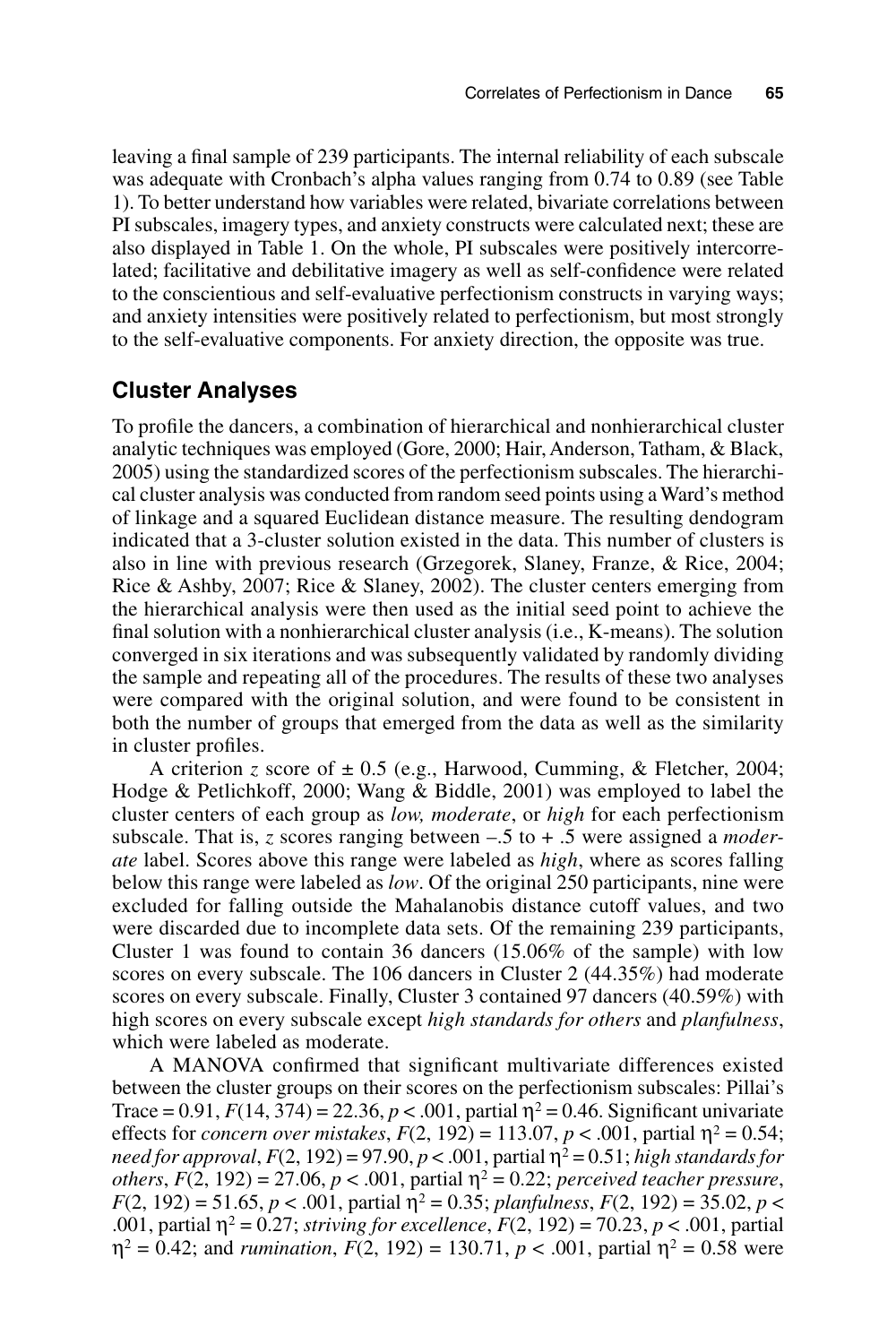leaving a final sample of 239 participants. The internal reliability of each subscale was adequate with Cronbach's alpha values ranging from 0.74 to 0.89 (see Table 1). To better understand how variables were related, bivariate correlations between PI subscales, imagery types, and anxiety constructs were calculated next; these are also displayed in Table 1. On the whole, PI subscales were positively intercorrelated; facilitative and debilitative imagery as well as self-confidence were related to the conscientious and self-evaluative perfectionism constructs in varying ways; and anxiety intensities were positively related to perfectionism, but most strongly to the self-evaluative components. For anxiety direction, the opposite was true.

## Cluster Analyses

To profile the dancers, a combination of hierarchical and nonhierarchical cluster analytic techniques was employed (Gore, 2000; Hair, Anderson, Tatham, & Black, 2005) using the standardized scores of the perfectionism subscales. The hierarchical cluster analysis was conducted from random seed points using a Ward's method of linkage and a squared Euclidean distance measure. The resulting dendogram indicated that a 3-cluster solution existed in the data. This number of clusters is also in line with previous research (Grzegorek, Slaney, Franze, & Rice, 2004; Rice & Ashby, 2007; Rice & Slaney, 2002). The cluster centers emerging from the hierarchical analysis were then used as the initial seed point to achieve the final solution with a nonhierarchical cluster analysis (i.e., K-means). The solution converged in six iterations and was subsequently validated by randomly dividing the sample and repeating all of the procedures. The results of these two analyses were compared with the original solution, and were found to be consistent in both the number of groups that emerged from the data as well as the similarity in cluster profiles.

A criterion $z$ score of $\pm$ 0.5 (e.g., Harwood, Cumming, & Fletcher, 2004; Hodge & Petlichkoff, 2000; Wang & Biddle, 2001) was employed to label the cluster centers of each group as *low, moderate*, or *high* for each perfectionism subscale. That is, $z$ scores ranging between –.5 to + .5 were assigned a *moderate* label. Scores above this range were labeled as *high*, where as scores falling below this range were labeled as *low*. Of the original 250 participants, nine were excluded for falling outside the Mahalanobis distance cutoff values, and two were discarded due to incomplete data sets. Of the remaining 239 participants, Cluster 1 was found to contain 36 dancers (15.06% of the sample) with low scores on every subscale. The 106 dancers in Cluster 2 (44.35%) had moderate scores on every subscale. Finally, Cluster 3 contained 97 dancers (40.59%) with high scores on every subscale except *high standards for others* and *planfulness*, which were labeled as moderate.

A MANOVA confirmed that significant multivariate differences existed between the cluster groups on their scores on the perfectionism subscales: Pillai's Trace = 0.91, $F(14, 374) = 22.36$, $p < .001$, partial $\eta^2 = 0.46$. Significant univariate effects for *concern over mistakes*, $F(2, 192) = 113.07$, $p < .001$, partial $\eta^2 = 0.54$; *need for approval*, $F(2, 192) = 97.90$, $p < .001$, partial $\eta^2 = 0.51$; *high standards for others*, $F(2, 192) = 27.06$, $p < .001$, partial $\eta^2 = 0.22$; *perceived teacher pressure*, $F(2, 192) = 51.65$, $p < .001$, partial $\eta^2 = 0.35$; *planfulness*, $F(2, 192) = 35.02$, $p < .001$, partial $\eta^2 = 0.27$; *striving for excellence*, $F(2, 192) = 70.23$, $p < .001$, partial $\eta^2 = 0.42$; and *rumination*, $F(2, 192) = 130.71$, $p < .001$, partial $\eta^2 = 0.58$ were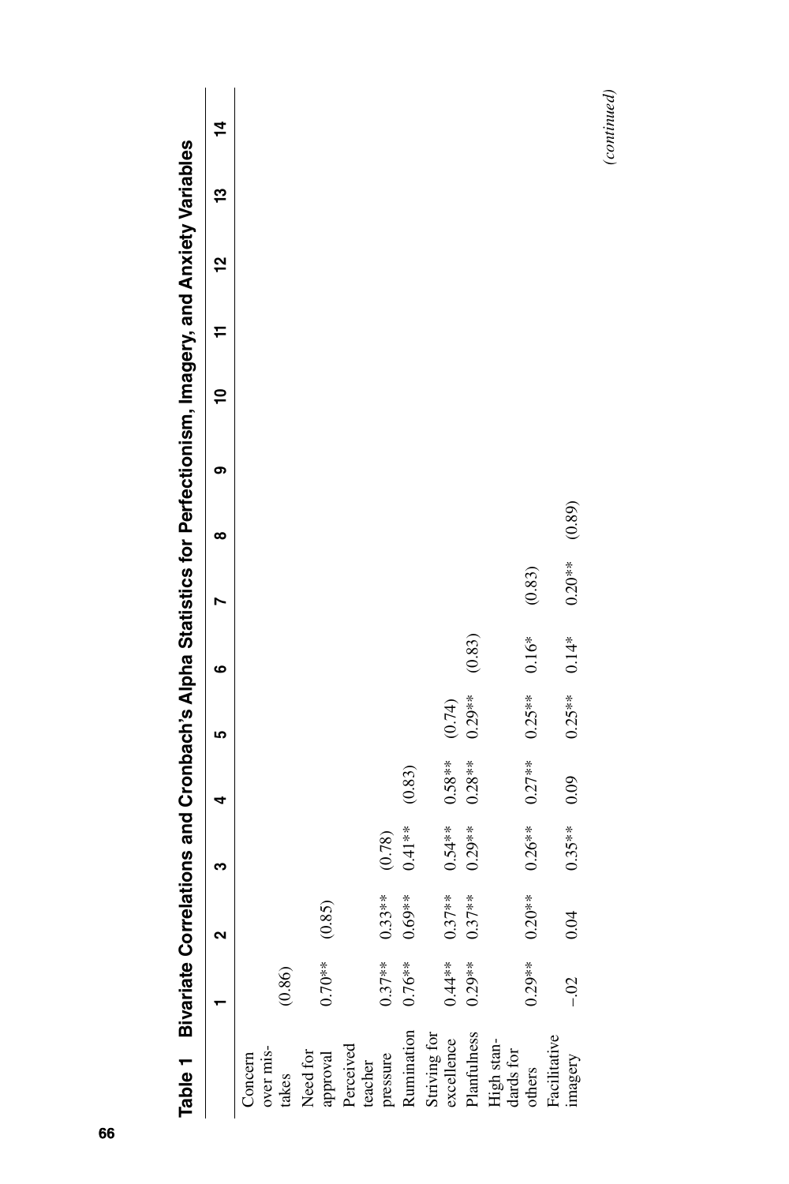**Table 1 Bivariate Correlations and Cronbach's Alpha Statistics for Perfectionism, Imagery, and Anxiety Variables**

| | 1 | 2 | 3 | 4 | 5 | 6 | 7 | 8 | 9 | 10 | 11 | 12 | 13 | 14 |
|---|---|---|---|---|---|---|---|---|---|---|---|---|---|---|
| Concern over mistakes | (0.86) | | | | | | | | | | | | | |
| Need for approval | 0.70** | (0.85) | | | | | | | | | | | | |
| Perceived teacher pressure | 0.37** | 0.33** | (0.78) | | | | | | | | | | | |
| Rumination | 0.76** | 0.69** | 0.41** | (0.83) | | | | | | | | | | |
| Striving for excellence | 0.44** | 0.37** | 0.54** | 0.58** | (0.74) | | | | | | | | | |
| Planfulness | 0.29** | 0.37** | 0.29** | 0.28** | 0.29** | (0.83) | | | | | | | | |
| High standards for others | 0.29** | 0.20** | 0.26** | 0.27** | 0.25** | 0.16* | (0.83) | | | | | | | |
| Facilitative imagery | –.02 | 0.04 | 0.35** | 0.09 | 0.25** | 0.14* | 0.20** | (0.89) | | | | | | |

*(continued)*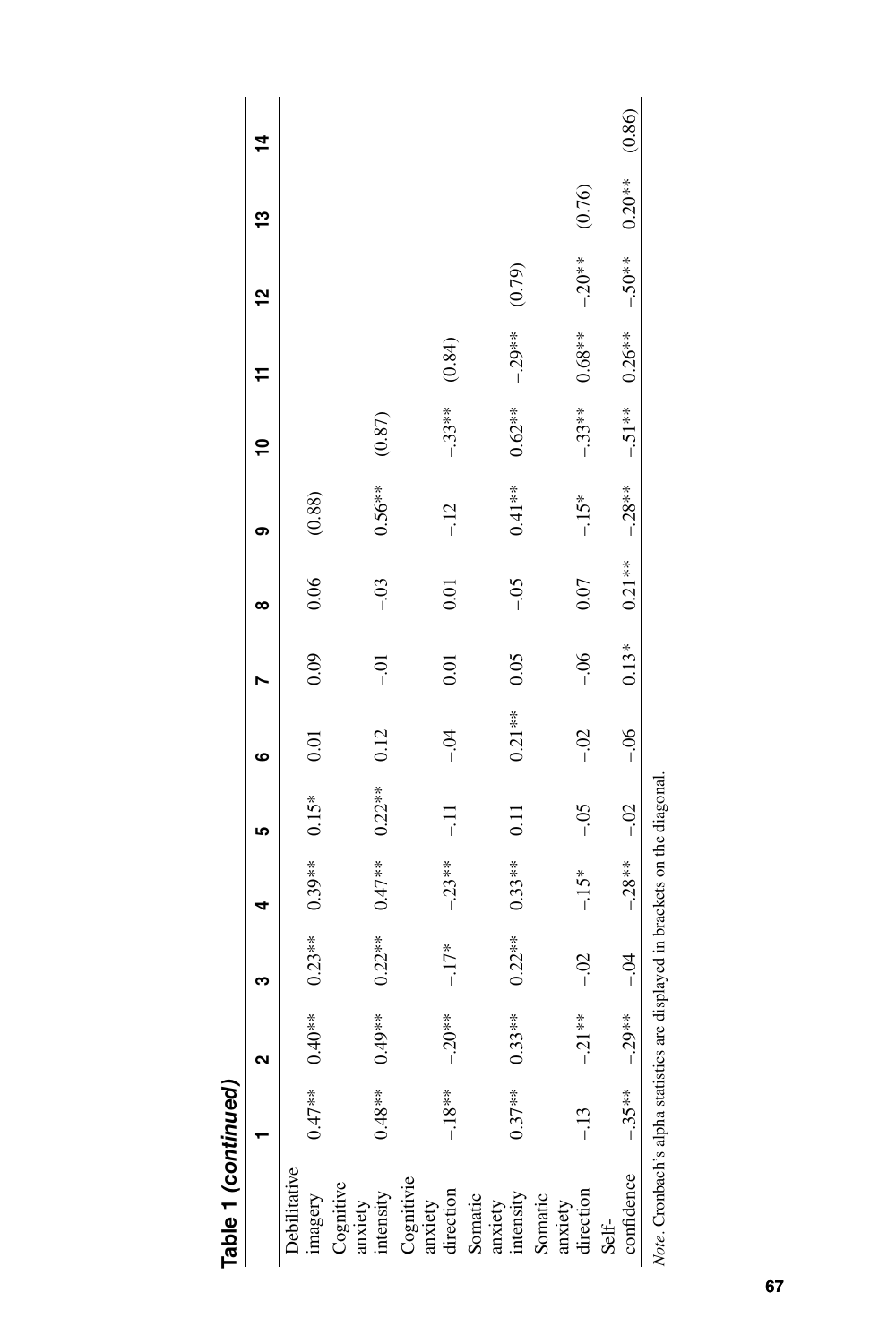**Table 1 *(continued)***

| | 1 | 2 | 3 | 4 | 5 | 6 | 7 | 8 | 9 | 10 | 11 | 12 | 13 | 14 |
|---|---|---|---|---|---|---|---|---|---|---|---|---|---|---|
| Debilitative imagery | 0.47** | 0.40** | 0.23** | 0.39** | 0.15* | 0.01 | 0.09 | 0.06 | (0.88) | | | | | |
| Cognitive anxiety intensity | 0.48** | 0.49** | 0.22** | 0.47** | 0.22** | 0.12 | –.01 | –.03 | 0.56** | (0.87) | | | | |
| Cognitivie anxiety direction | –.18** | –.20** | –.17* | –.23** | –.11 | –.04 | 0.01 | 0.01 | –.12 | –.33** | (0.84) | | | |
| Somatic anxiety intensity | 0.37** | 0.33** | 0.22** | 0.33** | 0.11 | 0.21** | 0.05 | –.05 | 0.41** | 0.62** | –.29** | (0.79) | | |
| Somatic anxiety direction | –.13 | –.21** | –.02 | –.15* | –.05 | –.02 | –.06 | 0.07 | –.15* | –.33** | 0.68** | –.20** | (0.76) | |
| Self-confidence | –.35** | –.29** | –.04 | –.28** | –.02 | –.06 | 0.13* | 0.21** | –.28** | –.51** | 0.26** | –.50** | 0.20** | (0.86) |

*Note*. Cronbach's alpha statistics are displayed in brackets on the diagonal.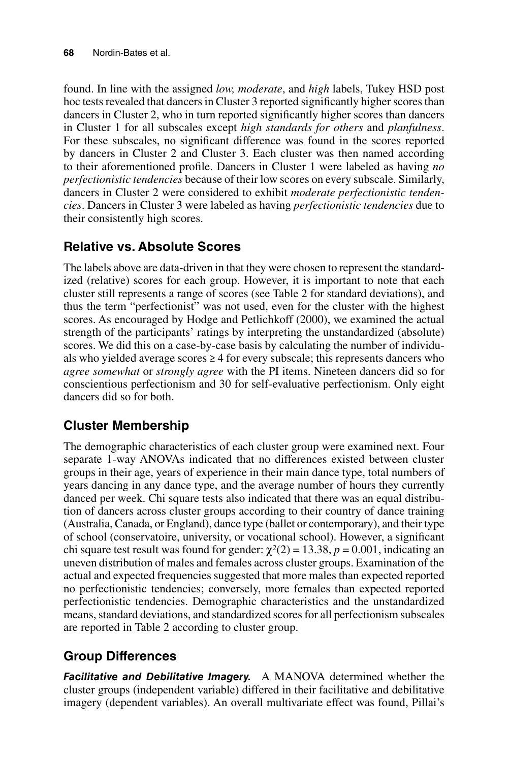found. In line with the assigned *low, moderate*, and *high* labels, Tukey HSD post hoc tests revealed that dancers in Cluster 3 reported significantly higher scores than dancers in Cluster 2, who in turn reported significantly higher scores than dancers in Cluster 1 for all subscales except *high standards for others* and *planfulness*. For these subscales, no significant difference was found in the scores reported by dancers in Cluster 2 and Cluster 3. Each cluster was then named according to their aforementioned profile. Dancers in Cluster 1 were labeled as having *no perfectionistic tendencies* because of their low scores on every subscale. Similarly, dancers in Cluster 2 were considered to exhibit *moderate perfectionistic tendencies*. Dancers in Cluster 3 were labeled as having *perfectionistic tendencies* due to their consistently high scores.

## Relative vs. Absolute Scores

The labels above are data-driven in that they were chosen to represent the standardized (relative) scores for each group. However, it is important to note that each cluster still represents a range of scores (see Table 2 for standard deviations), and thus the term "perfectionist" was not used, even for the cluster with the highest scores. As encouraged by Hodge and Petlichkoff (2000), we examined the actual strength of the participants' ratings by interpreting the unstandardized (absolute) scores. We did this on a case-by-case basis by calculating the number of individuals who yielded average scores $\geq 4$ for every subscale; this represents dancers who *agree somewhat* or *strongly agree* with the PI items. Nineteen dancers did so for conscientious perfectionism and 30 for self-evaluative perfectionism. Only eight dancers did so for both.

## Cluster Membership

The demographic characteristics of each cluster group were examined next. Four separate 1-way ANOVAs indicated that no differences existed between cluster groups in their age, years of experience in their main dance type, total numbers of years dancing in any dance type, and the average number of hours they currently danced per week. Chi square tests also indicated that there was an equal distribution of dancers across cluster groups according to their country of dance training (Australia, Canada, or England), dance type (ballet or contemporary), and their type of school (conservatoire, university, or vocational school). However, a significant chi square test result was found for gender: $\chi^2(2) = 13.38$, $p = 0.001$, indicating an uneven distribution of males and females across cluster groups. Examination of the actual and expected frequencies suggested that more males than expected reported no perfectionistic tendencies; conversely, more females than expected reported perfectionistic tendencies. Demographic characteristics and the unstandardized means, standard deviations, and standardized scores for all perfectionism subscales are reported in Table 2 according to cluster group.

## Group Differences

***Facilitative and Debilitative Imagery.*** A MANOVA determined whether the cluster groups (independent variable) differed in their facilitative and debilitative imagery (dependent variables). An overall multivariate effect was found, Pillai's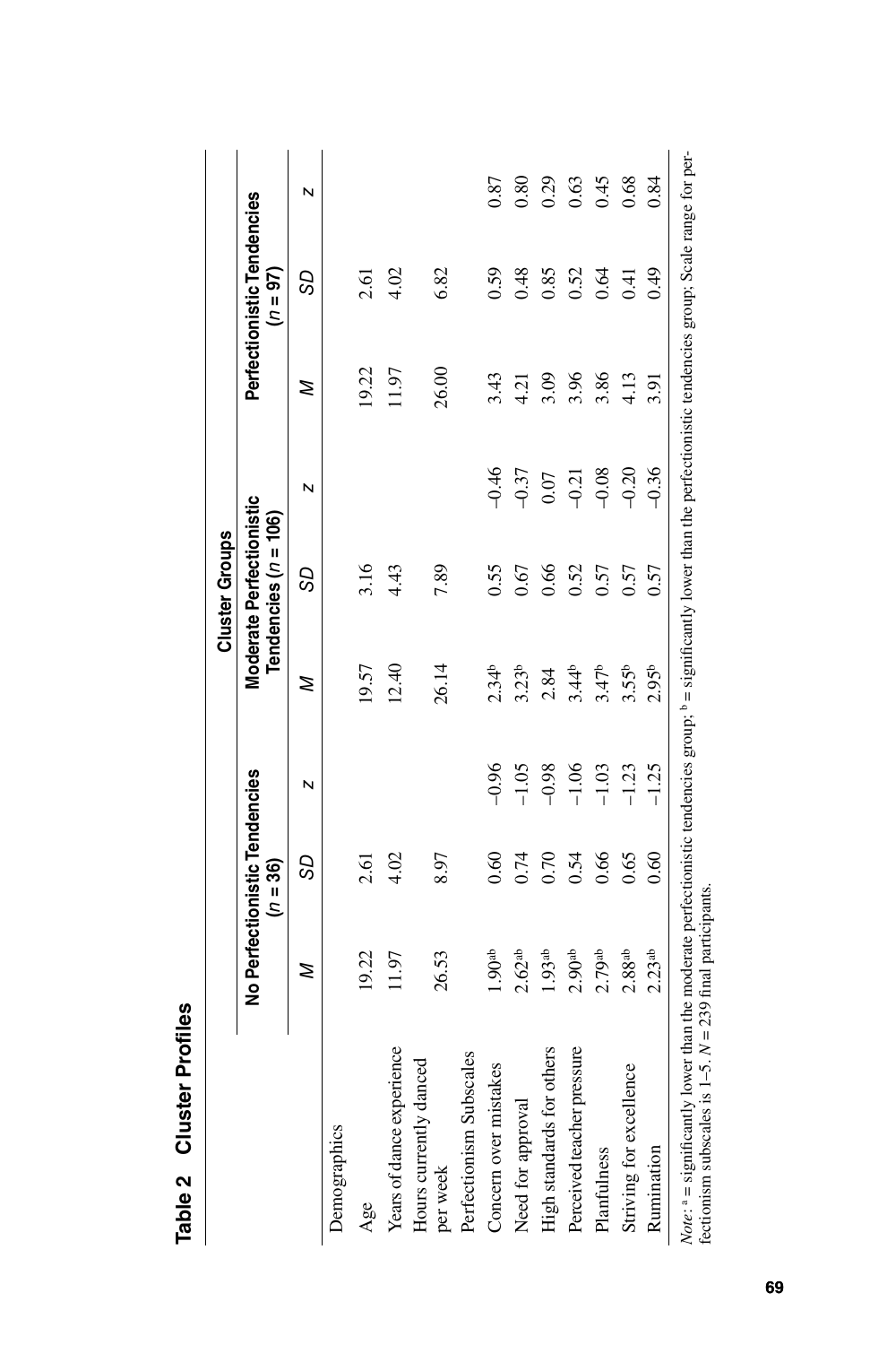**Table 2 Cluster Profiles**

| | Cluster Groups | | | | | | | | |
|---|---|---|---|---|---|---|---|---|---|
| | No Perfectionistic Tendencies ($n$ = 36) | | | Moderate Perfectionistic Tendencies ($n$ = 106) | | | Perfectionistic Tendencies ($n$ = 97) | | |
| | *M* | *SD* | *z* | *M* | *SD* | *z* | *M* | *SD* | *z* |
| Demographics | | | | | | | | | |
| Age | 19.22 | 2.61 | | 19.57 | 3.16 | | 19.22 | 2.61 | |
| Years of dance experience | 11.97 | 4.02 | | 12.40 | 4.43 | | 11.97 | 4.02 | |
| Hours currently danced per week | 26.53 | 8.97 | | 26.14 | 7.89 | | 26.00 | 6.82 | |
| Perfectionism Subscales | | | | | | | | | |
| Concern over mistakes | 1.90[ab] | 0.60 | −0.96 | 2.34[b] | 0.55 | −0.46 | 3.43 | 0.59 | 0.87 |
| Need for approval | 2.62[ab] | 0.74 | −1.05 | 3.23[b] | 0.67 | −0.37 | 4.21 | 0.48 | 0.80 |
| High standards for others | 1.93[ab] | 0.70 | −0.98 | 2.84 | 0.66 | 0.07 | 3.09 | 0.85 | 0.29 |
| Perceived teacher pressure | 2.90[ab] | 0.54 | −1.06 | 3.44[b] | 0.52 | −0.21 | 3.96 | 0.52 | 0.63 |
| Planfulness | 2.79[ab] | 0.66 | −1.03 | 3.47[b] | 0.57 | −0.08 | 3.86 | 0.64 | 0.45 |
| Striving for excellence | 2.88[ab] | 0.65 | −1.23 | 3.55[b] | 0.57 | −0.20 | 4.13 | 0.41 | 0.68 |
| Rumination | 2.23[ab] | 0.60 | −1.25 | 2.95[b] | 0.57 | −0.36 | 3.91 | 0.49 | 0.84 |

*Note:* [a] = significantly lower than the moderate perfectionistic tendencies group; [b] = significantly lower than the perfectionistic tendencies group; Scale range for perfectionism subscales is 1–5. $N$ = 239 final participants.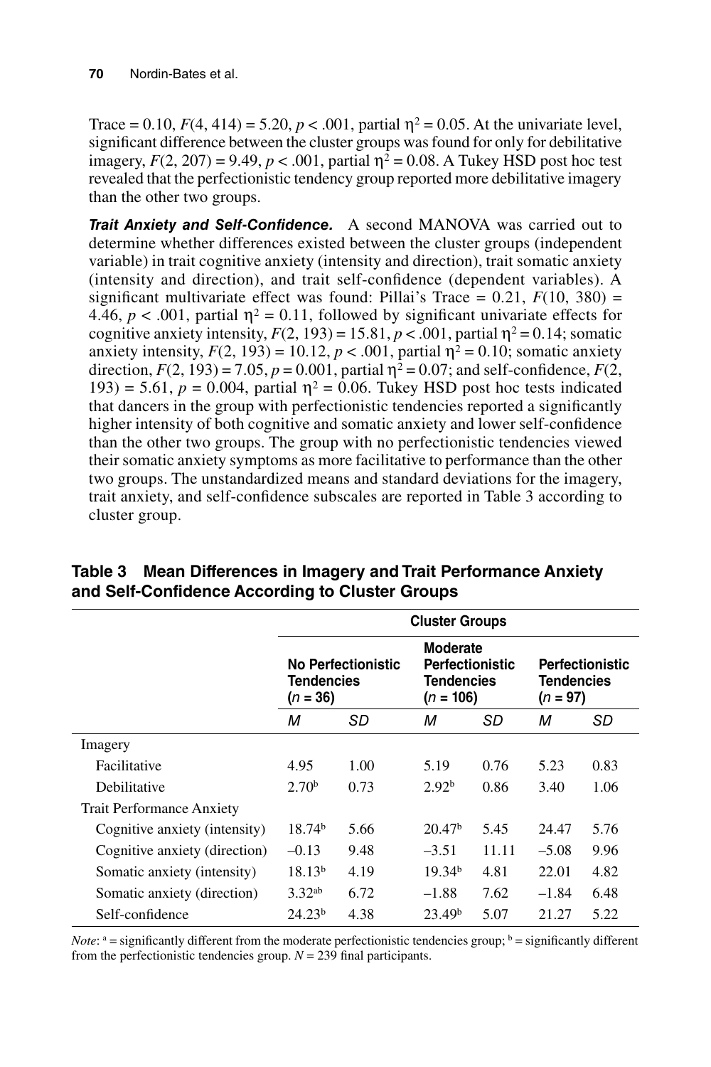Trace = 0.10, $F(4, 414) = 5.20$, $p < .001$, partial $\eta^2 = 0.05$. At the univariate level, significant difference between the cluster groups was found for only for debilitative imagery, $F(2, 207) = 9.49$, $p < .001$, partial $\eta^2 = 0.08$. A Tukey HSD post hoc test revealed that the perfectionistic tendency group reported more debilitative imagery than the other two groups.

***Trait Anxiety and Self-Confidence.*** A second MANOVA was carried out to determine whether differences existed between the cluster groups (independent variable) in trait cognitive anxiety (intensity and direction), trait somatic anxiety (intensity and direction), and trait self-confidence (dependent variables). A significant multivariate effect was found: Pillai's Trace = 0.21, $F(10, 380) = 4.46$, $p < .001$, partial $\eta^2 = 0.11$, followed by significant univariate effects for cognitive anxiety intensity, $F(2, 193) = 15.81$, $p < .001$, partial $\eta^2 = 0.14$; somatic anxiety intensity, $F(2, 193) = 10.12$, $p < .001$, partial $\eta^2 = 0.10$; somatic anxiety direction, $F(2, 193) = 7.05$, $p = 0.001$, partial $\eta^2 = 0.07$; and self-confidence, $F(2, 193) = 5.61$, $p = 0.004$, partial $\eta^2 = 0.06$. Tukey HSD post hoc tests indicated that dancers in the group with perfectionistic tendencies reported a significantly higher intensity of both cognitive and somatic anxiety and lower self-confidence than the other two groups. The group with no perfectionistic tendencies viewed their somatic anxiety symptoms as more facilitative to performance than the other two groups. The unstandardized means and standard deviations for the imagery, trait anxiety, and self-confidence subscales are reported in Table 3 according to cluster group.

**Table 3 Mean Differences in Imagery and Trait Performance Anxiety and Self-Confidence According to Cluster Groups**

| | Cluster Groups | | | | | |
|---|---|---|---|---|---|---|
| | No Perfectionistic Tendencies ($n = 36$) | | Moderate Perfectionistic Tendencies ($n = 106$) | | Perfectionistic Tendencies ($n = 97$) | |
| | *M* | *SD* | *M* | *SD* | *M* | *SD* |
| Imagery | | | | | | |
| Facilitative | 4.95 | 1.00 | 5.19 | 0.76 | 5.23 | 0.83 |
| Debilitative | 2.70[b] | 0.73 | 2.92[b] | 0.86 | 3.40 | 1.06 |
| Trait Performance Anxiety | | | | | | |
| Cognitive anxiety (intensity) | 18.74[b] | 5.66 | 20.47[b] | 5.45 | 24.47 | 5.76 |
| Cognitive anxiety (direction) | –0.13 | 9.48 | –3.51 | 11.11 | –5.08 | 9.96 |
| Somatic anxiety (intensity) | 18.13[b] | 4.19 | 19.34[b] | 4.81 | 22.01 | 4.82 |
| Somatic anxiety (direction) | 3.32[ab] | 6.72 | –1.88 | 7.62 | –1.84 | 6.48 |
| Self-confidence | 24.23[b] | 4.38 | 23.49[b] | 5.07 | 21.27 | 5.22 |

*Note*: [a] = significantly different from the moderate perfectionistic tendencies group; [b] = significantly different from the perfectionistic tendencies group. $N = 239$ final participants.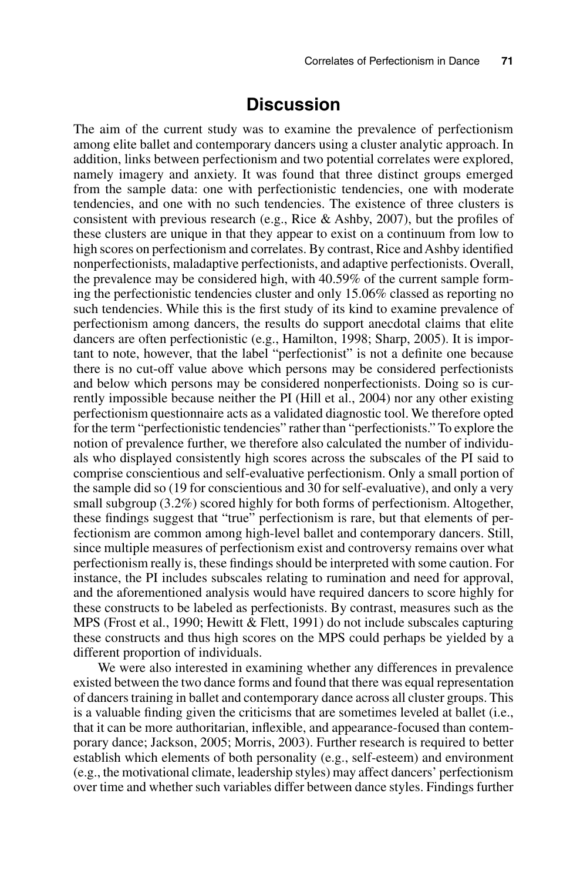## Discussion

The aim of the current study was to examine the prevalence of perfectionism among elite ballet and contemporary dancers using a cluster analytic approach. In addition, links between perfectionism and two potential correlates were explored, namely imagery and anxiety. It was found that three distinct groups emerged from the sample data: one with perfectionistic tendencies, one with moderate tendencies, and one with no such tendencies. The existence of three clusters is consistent with previous research (e.g., Rice & Ashby, 2007), but the profiles of these clusters are unique in that they appear to exist on a continuum from low to high scores on perfectionism and correlates. By contrast, Rice and Ashby identified nonperfectionists, maladaptive perfectionists, and adaptive perfectionists. Overall, the prevalence may be considered high, with 40.59% of the current sample forming the perfectionistic tendencies cluster and only 15.06% classed as reporting no such tendencies. While this is the first study of its kind to examine prevalence of perfectionism among dancers, the results do support anecdotal claims that elite dancers are often perfectionistic (e.g., Hamilton, 1998; Sharp, 2005). It is important to note, however, that the label "perfectionist" is not a definite one because there is no cut-off value above which persons may be considered perfectionists and below which persons may be considered nonperfectionists. Doing so is currently impossible because neither the PI (Hill et al., 2004) nor any other existing perfectionism questionnaire acts as a validated diagnostic tool. We therefore opted for the term "perfectionistic tendencies" rather than "perfectionists." To explore the notion of prevalence further, we therefore also calculated the number of individuals who displayed consistently high scores across the subscales of the PI said to comprise conscientious and self-evaluative perfectionism. Only a small portion of the sample did so (19 for conscientious and 30 for self-evaluative), and only a very small subgroup (3.2%) scored highly for both forms of perfectionism. Altogether, these findings suggest that "true" perfectionism is rare, but that elements of perfectionism are common among high-level ballet and contemporary dancers. Still, since multiple measures of perfectionism exist and controversy remains over what perfectionism really is, these findings should be interpreted with some caution. For instance, the PI includes subscales relating to rumination and need for approval, and the aforementioned analysis would have required dancers to score highly for these constructs to be labeled as perfectionists. By contrast, measures such as the MPS (Frost et al., 1990; Hewitt & Flett, 1991) do not include subscales capturing these constructs and thus high scores on the MPS could perhaps be yielded by a different proportion of individuals.

We were also interested in examining whether any differences in prevalence existed between the two dance forms and found that there was equal representation of dancers training in ballet and contemporary dance across all cluster groups. This is a valuable finding given the criticisms that are sometimes leveled at ballet (i.e., that it can be more authoritarian, inflexible, and appearance-focused than contemporary dance; Jackson, 2005; Morris, 2003). Further research is required to better establish which elements of both personality (e.g., self-esteem) and environment (e.g., the motivational climate, leadership styles) may affect dancers' perfectionism over time and whether such variables differ between dance styles. Findings further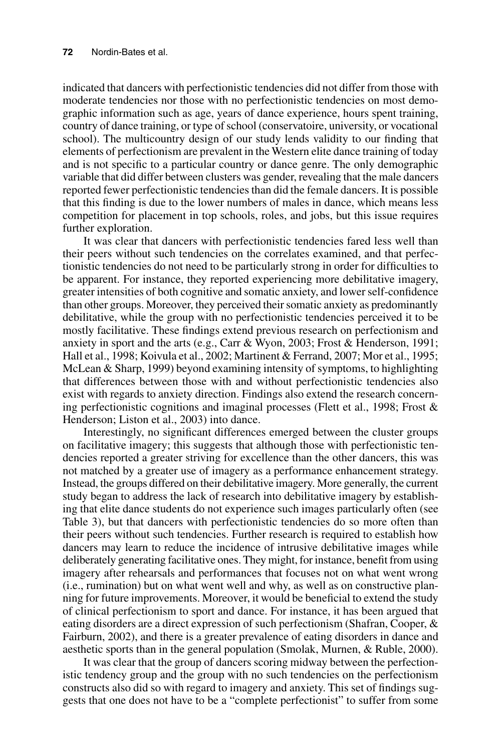indicated that dancers with perfectionistic tendencies did not differ from those with moderate tendencies nor those with no perfectionistic tendencies on most demographic information such as age, years of dance experience, hours spent training, country of dance training, or type of school (conservatoire, university, or vocational school). The multicountry design of our study lends validity to our finding that elements of perfectionism are prevalent in the Western elite dance training of today and is not specific to a particular country or dance genre. The only demographic variable that did differ between clusters was gender, revealing that the male dancers reported fewer perfectionistic tendencies than did the female dancers. It is possible that this finding is due to the lower numbers of males in dance, which means less competition for placement in top schools, roles, and jobs, but this issue requires further exploration.

It was clear that dancers with perfectionistic tendencies fared less well than their peers without such tendencies on the correlates examined, and that perfectionistic tendencies do not need to be particularly strong in order for difficulties to be apparent. For instance, they reported experiencing more debilitative imagery, greater intensities of both cognitive and somatic anxiety, and lower self-confidence than other groups. Moreover, they perceived their somatic anxiety as predominantly debilitative, while the group with no perfectionistic tendencies perceived it to be mostly facilitative. These findings extend previous research on perfectionism and anxiety in sport and the arts (e.g., Carr & Wyon, 2003; Frost & Henderson, 1991; Hall et al., 1998; Koivula et al., 2002; Martinent & Ferrand, 2007; Mor et al., 1995; McLean & Sharp, 1999) beyond examining intensity of symptoms, to highlighting that differences between those with and without perfectionistic tendencies also exist with regards to anxiety direction. Findings also extend the research concerning perfectionistic cognitions and imaginal processes (Flett et al., 1998; Frost & Henderson; Liston et al., 2003) into dance.

Interestingly, no significant differences emerged between the cluster groups on facilitative imagery; this suggests that although those with perfectionistic tendencies reported a greater striving for excellence than the other dancers, this was not matched by a greater use of imagery as a performance enhancement strategy. Instead, the groups differed on their debilitative imagery. More generally, the current study began to address the lack of research into debilitative imagery by establishing that elite dance students do not experience such images particularly often (see Table 3), but that dancers with perfectionistic tendencies do so more often than their peers without such tendencies. Further research is required to establish how dancers may learn to reduce the incidence of intrusive debilitative images while deliberately generating facilitative ones. They might, for instance, benefit from using imagery after rehearsals and performances that focuses not on what went wrong (i.e., rumination) but on what went well and why, as well as on constructive planning for future improvements. Moreover, it would be beneficial to extend the study of clinical perfectionism to sport and dance. For instance, it has been argued that eating disorders are a direct expression of such perfectionism (Shafran, Cooper, & Fairburn, 2002), and there is a greater prevalence of eating disorders in dance and aesthetic sports than in the general population (Smolak, Murnen, & Ruble, 2000).

It was clear that the group of dancers scoring midway between the perfectionistic tendency group and the group with no such tendencies on the perfectionism constructs also did so with regard to imagery and anxiety. This set of findings suggests that one does not have to be a "complete perfectionist" to suffer from some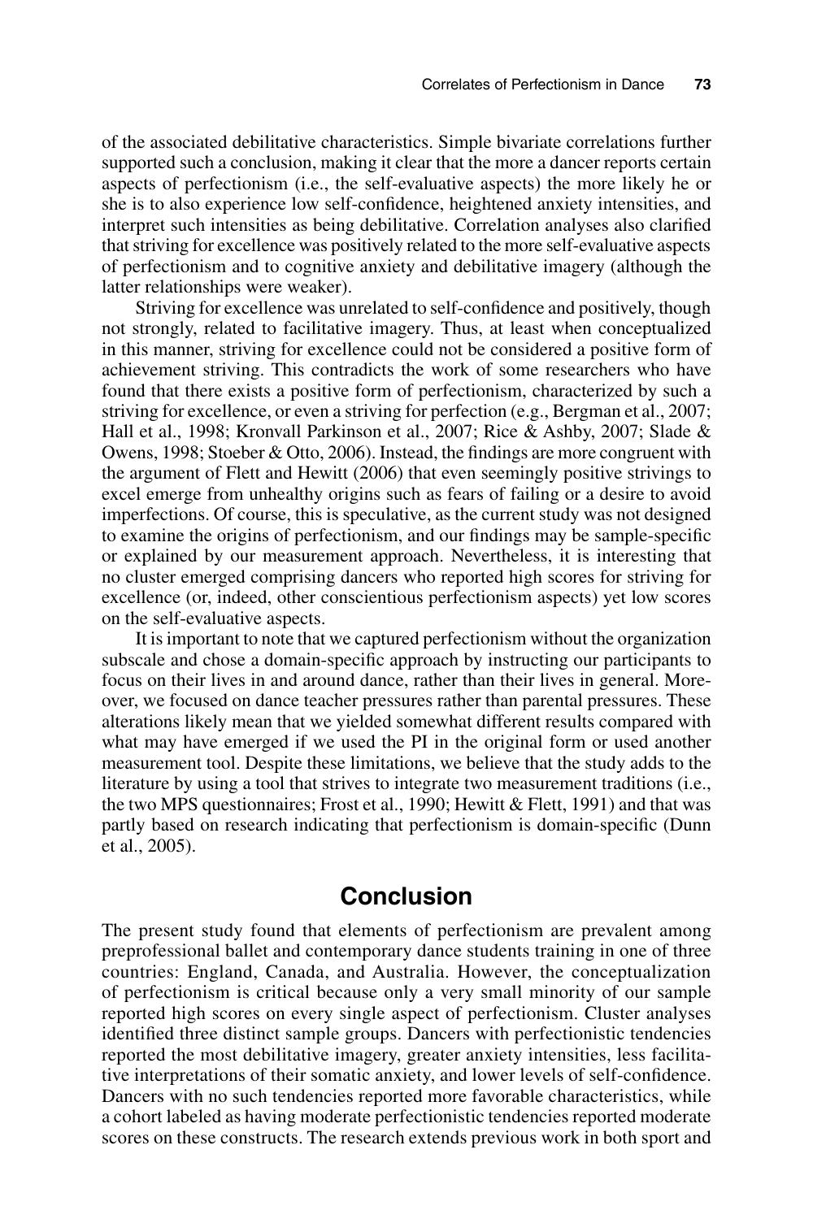of the associated debilitative characteristics. Simple bivariate correlations further supported such a conclusion, making it clear that the more a dancer reports certain aspects of perfectionism (i.e., the self-evaluative aspects) the more likely he or she is to also experience low self-confidence, heightened anxiety intensities, and interpret such intensities as being debilitative. Correlation analyses also clarified that striving for excellence was positively related to the more self-evaluative aspects of perfectionism and to cognitive anxiety and debilitative imagery (although the latter relationships were weaker).

Striving for excellence was unrelated to self-confidence and positively, though not strongly, related to facilitative imagery. Thus, at least when conceptualized in this manner, striving for excellence could not be considered a positive form of achievement striving. This contradicts the work of some researchers who have found that there exists a positive form of perfectionism, characterized by such a striving for excellence, or even a striving for perfection (e.g., Bergman et al., 2007; Hall et al., 1998; Kronvall Parkinson et al., 2007; Rice & Ashby, 2007; Slade & Owens, 1998; Stoeber & Otto, 2006). Instead, the findings are more congruent with the argument of Flett and Hewitt (2006) that even seemingly positive strivings to excel emerge from unhealthy origins such as fears of failing or a desire to avoid imperfections. Of course, this is speculative, as the current study was not designed to examine the origins of perfectionism, and our findings may be sample-specific or explained by our measurement approach. Nevertheless, it is interesting that no cluster emerged comprising dancers who reported high scores for striving for excellence (or, indeed, other conscientious perfectionism aspects) yet low scores on the self-evaluative aspects.

It is important to note that we captured perfectionism without the organization subscale and chose a domain-specific approach by instructing our participants to focus on their lives in and around dance, rather than their lives in general. Moreover, we focused on dance teacher pressures rather than parental pressures. These alterations likely mean that we yielded somewhat different results compared with what may have emerged if we used the PI in the original form or used another measurement tool. Despite these limitations, we believe that the study adds to the literature by using a tool that strives to integrate two measurement traditions (i.e., the two MPS questionnaires; Frost et al., 1990; Hewitt & Flett, 1991) and that was partly based on research indicating that perfectionism is domain-specific (Dunn et al., 2005).

## Conclusion

The present study found that elements of perfectionism are prevalent among preprofessional ballet and contemporary dance students training in one of three countries: England, Canada, and Australia. However, the conceptualization of perfectionism is critical because only a very small minority of our sample reported high scores on every single aspect of perfectionism. Cluster analyses identified three distinct sample groups. Dancers with perfectionistic tendencies reported the most debilitative imagery, greater anxiety intensities, less facilitative interpretations of their somatic anxiety, and lower levels of self-confidence. Dancers with no such tendencies reported more favorable characteristics, while a cohort labeled as having moderate perfectionistic tendencies reported moderate scores on these constructs. The research extends previous work in both sport and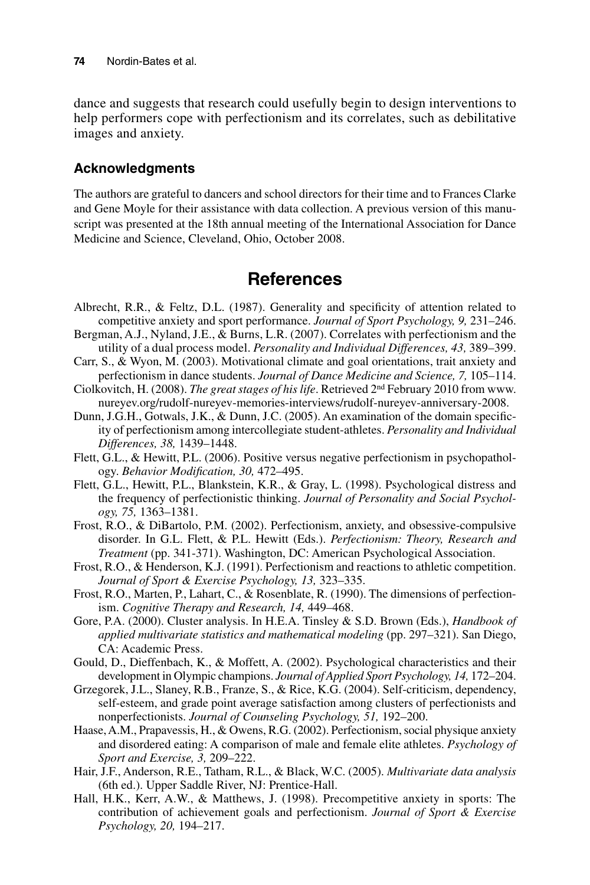dance and suggests that research could usefully begin to design interventions to help performers cope with perfectionism and its correlates, such as debilitative images and anxiety.

### Acknowledgments

The authors are grateful to dancers and school directors for their time and to Frances Clarke and Gene Moyle for their assistance with data collection. A previous version of this manuscript was presented at the 18th annual meeting of the International Association for Dance Medicine and Science, Cleveland, Ohio, October 2008.

## References

Albrecht, R.R., & Feltz, D.L. (1987). Generality and specificity of attention related to competitive anxiety and sport performance. *Journal of Sport Psychology, 9,* 231–246.

Bergman, A.J., Nyland, J.E., & Burns, L.R. (2007). Correlates with perfectionism and the utility of a dual process model. *Personality and Individual Differences, 43,* 389–399.

Carr, S., & Wyon, M. (2003). Motivational climate and goal orientations, trait anxiety and perfectionism in dance students. *Journal of Dance Medicine and Science, 7,* 105–114.

Ciolkovitch, H. (2008). *The great stages of his life*. Retrieved 2nd February 2010 from www.nureyev.org/rudolf-nureyev-memories-interviews/rudolf-nureyev-anniversary-2008.

Dunn, J.G.H., Gotwals, J.K., & Dunn, J.C. (2005). An examination of the domain specificity of perfectionism among intercollegiate student-athletes. *Personality and Individual Differences, 38,* 1439–1448.

Flett, G.L., & Hewitt, P.L. (2006). Positive versus negative perfectionism in psychopathology. *Behavior Modification, 30,* 472–495.

Flett, G.L., Hewitt, P.L., Blankstein, K.R., & Gray, L. (1998). Psychological distress and the frequency of perfectionistic thinking. *Journal of Personality and Social Psychology, 75,* 1363–1381.

Frost, R.O., & DiBartolo, P.M. (2002). Perfectionism, anxiety, and obsessive-compulsive disorder. In G.L. Flett, & P.L. Hewitt (Eds.). *Perfectionism: Theory, Research and Treatment* (pp. 341-371). Washington, DC: American Psychological Association.

Frost, R.O., & Henderson, K.J. (1991). Perfectionism and reactions to athletic competition. *Journal of Sport & Exercise Psychology, 13,* 323–335.

Frost, R.O., Marten, P., Lahart, C., & Rosenblate, R. (1990). The dimensions of perfectionism. *Cognitive Therapy and Research, 14,* 449–468.

Gore, P.A. (2000). Cluster analysis. In H.E.A. Tinsley & S.D. Brown (Eds.), *Handbook of applied multivariate statistics and mathematical modeling* (pp. 297–321). San Diego, CA: Academic Press.

Gould, D., Dieffenbach, K., & Moffett, A. (2002). Psychological characteristics and their development in Olympic champions. *Journal of Applied Sport Psychology, 14,* 172–204.

Grzegorek, J.L., Slaney, R.B., Franze, S., & Rice, K.G. (2004). Self-criticism, dependency, self-esteem, and grade point average satisfaction among clusters of perfectionists and nonperfectionists. *Journal of Counseling Psychology, 51,* 192–200.

Haase, A.M., Prapavessis, H., & Owens, R.G. (2002). Perfectionism, social physique anxiety and disordered eating: A comparison of male and female elite athletes. *Psychology of Sport and Exercise, 3,* 209–222.

Hair, J.F., Anderson, R.E., Tatham, R.L., & Black, W.C. (2005). *Multivariate data analysis* (6th ed.). Upper Saddle River, NJ: Prentice-Hall.

Hall, H.K., Kerr, A.W., & Matthews, J. (1998). Precompetitive anxiety in sports: The contribution of achievement goals and perfectionism. *Journal of Sport & Exercise Psychology, 20,* 194–217.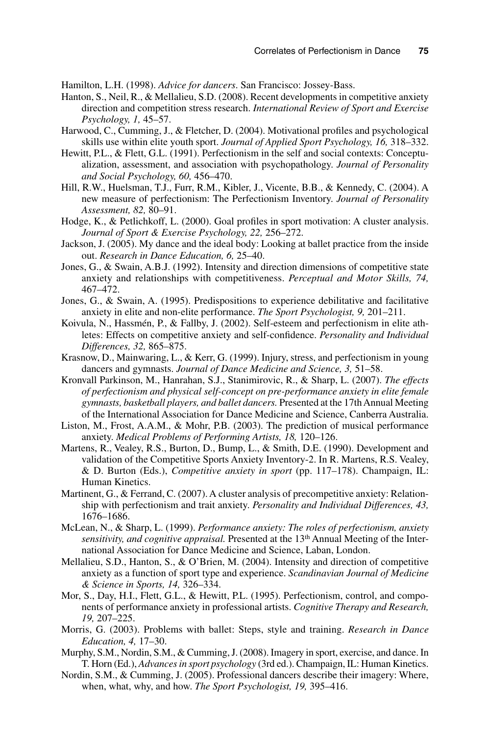Hamilton, L.H. (1998). *Advice for dancers*. San Francisco: Jossey-Bass.

Hanton, S., Neil, R., & Mellalieu, S.D. (2008). Recent developments in competitive anxiety direction and competition stress research. *International Review of Sport and Exercise Psychology, 1,* 45–57.

Harwood, C., Cumming, J., & Fletcher, D. (2004). Motivational profiles and psychological skills use within elite youth sport. *Journal of Applied Sport Psychology, 16,* 318–332.

Hewitt, P.L., & Flett, G.L. (1991). Perfectionism in the self and social contexts: Conceptualization, assessment, and association with psychopathology. *Journal of Personality and Social Psychology, 60,* 456–470.

Hill, R.W., Huelsman, T.J., Furr, R.M., Kibler, J., Vicente, B.B., & Kennedy, C. (2004). A new measure of perfectionism: The Perfectionism Inventory. *Journal of Personality Assessment, 82,* 80–91.

Hodge, K., & Petlichkoff, L. (2000). Goal profiles in sport motivation: A cluster analysis. *Journal of Sport & Exercise Psychology, 22,* 256–272.

Jackson, J. (2005). My dance and the ideal body: Looking at ballet practice from the inside out. *Research in Dance Education, 6,* 25–40.

Jones, G., & Swain, A.B.J. (1992). Intensity and direction dimensions of competitive state anxiety and relationships with competitiveness. *Perceptual and Motor Skills, 74,* 467–472.

Jones, G., & Swain, A. (1995). Predispositions to experience debilitative and facilitative anxiety in elite and non-elite performance. *The Sport Psychologist, 9,* 201–211.

Koivula, N., Hassmén, P., & Fallby, J. (2002). Self-esteem and perfectionism in elite athletes: Effects on competitive anxiety and self-confidence. *Personality and Individual Differences, 32,* 865–875.

Krasnow, D., Mainwaring, L., & Kerr, G. (1999). Injury, stress, and perfectionism in young dancers and gymnasts. *Journal of Dance Medicine and Science, 3,* 51–58.

Kronvall Parkinson, M., Hanrahan, S.J., Stanimirovic, R., & Sharp, L. (2007). *The effects of perfectionism and physical self-concept on pre-performance anxiety in elite female gymnasts, basketball players, and ballet dancers.* Presented at the 17th Annual Meeting of the International Association for Dance Medicine and Science, Canberra Australia.

Liston, M., Frost, A.A.M., & Mohr, P.B. (2003). The prediction of musical performance anxiety. *Medical Problems of Performing Artists, 18,* 120–126.

Martens, R., Vealey, R.S., Burton, D., Bump, L., & Smith, D.E. (1990). Development and validation of the Competitive Sports Anxiety Inventory-2. In R. Martens, R.S. Vealey, & D. Burton (Eds.), *Competitive anxiety in sport* (pp. 117–178). Champaign, IL: Human Kinetics.

Martinent, G., & Ferrand, C. (2007). A cluster analysis of precompetitive anxiety: Relationship with perfectionism and trait anxiety. *Personality and Individual Differences, 43,* 1676–1686.

McLean, N., & Sharp, L. (1999). *Performance anxiety: The roles of perfectionism, anxiety sensitivity, and cognitive appraisal.* Presented at the 13th Annual Meeting of the International Association for Dance Medicine and Science, Laban, London.

Mellalieu, S.D., Hanton, S., & O'Brien, M. (2004). Intensity and direction of competitive anxiety as a function of sport type and experience. *Scandinavian Journal of Medicine & Science in Sports, 14,* 326–334.

Mor, S., Day, H.I., Flett, G.L., & Hewitt, P.L. (1995). Perfectionism, control, and components of performance anxiety in professional artists. *Cognitive Therapy and Research, 19,* 207–225.

Morris, G. (2003). Problems with ballet: Steps, style and training. *Research in Dance Education, 4,* 17–30.

Murphy, S.M., Nordin, S.M., & Cumming, J. (2008). Imagery in sport, exercise, and dance. In T. Horn (Ed.), *Advances in sport psychology* (3rd ed.). Champaign, IL: Human Kinetics.

Nordin, S.M., & Cumming, J. (2005). Professional dancers describe their imagery: Where, when, what, why, and how. *The Sport Psychologist, 19,* 395–416.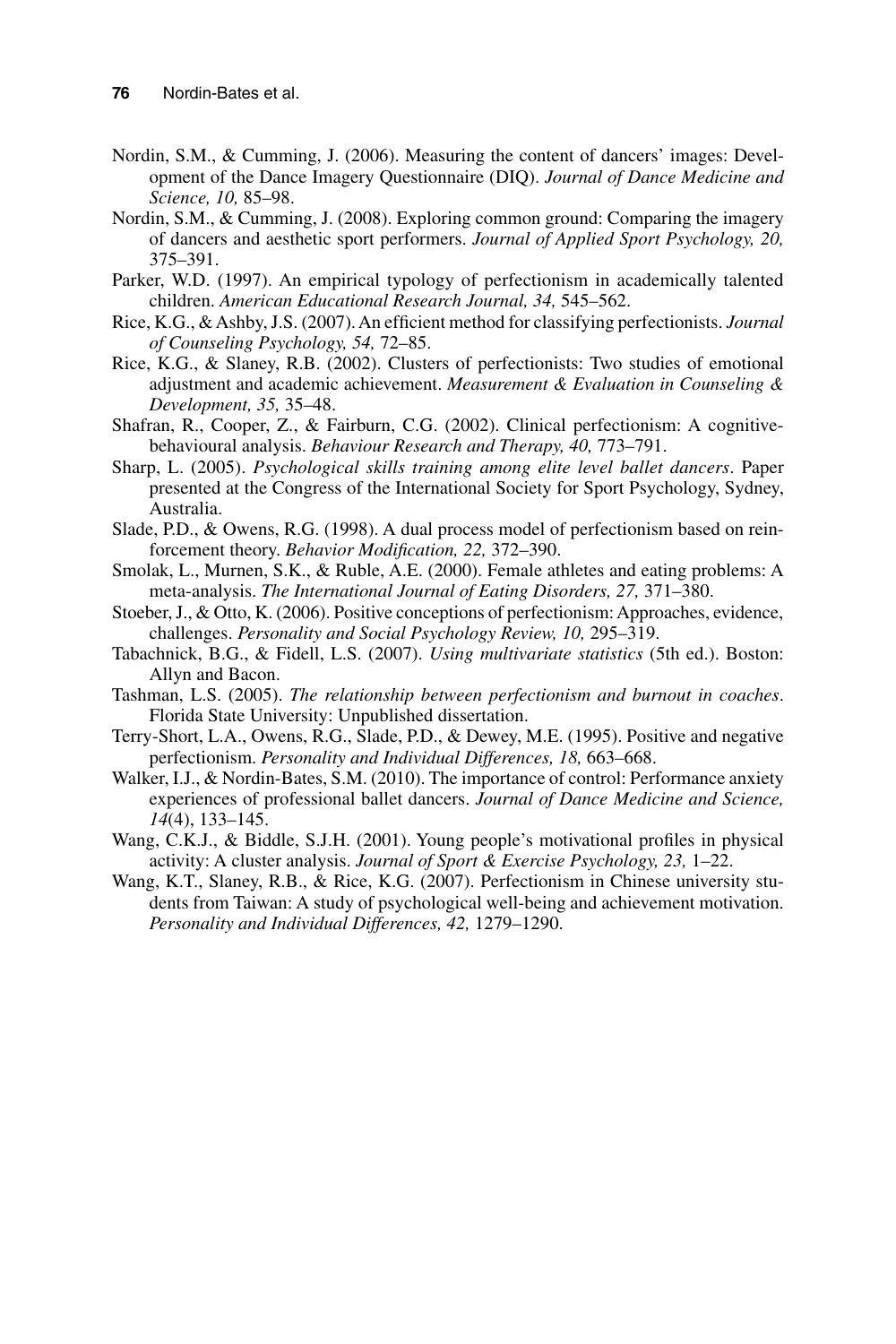Nordin, S.M., & Cumming, J. (2006). Measuring the content of dancers' images: Development of the Dance Imagery Questionnaire (DIQ). *Journal of Dance Medicine and Science, 10,* 85–98.

Nordin, S.M., & Cumming, J. (2008). Exploring common ground: Comparing the imagery of dancers and aesthetic sport performers. *Journal of Applied Sport Psychology, 20,* 375–391.

Parker, W.D. (1997). An empirical typology of perfectionism in academically talented children. *American Educational Research Journal, 34,* 545–562.

Rice, K.G., & Ashby, J.S. (2007). An efficient method for classifying perfectionists. *Journal of Counseling Psychology, 54,* 72–85.

Rice, K.G., & Slaney, R.B. (2002). Clusters of perfectionists: Two studies of emotional adjustment and academic achievement. *Measurement & Evaluation in Counseling & Development, 35,* 35–48.

Shafran, R., Cooper, Z., & Fairburn, C.G. (2002). Clinical perfectionism: A cognitive-behavioural analysis. *Behaviour Research and Therapy, 40,* 773–791.

Sharp, L. (2005). *Psychological skills training among elite level ballet dancers*. Paper presented at the Congress of the International Society for Sport Psychology, Sydney, Australia.

Slade, P.D., & Owens, R.G. (1998). A dual process model of perfectionism based on reinforcement theory. *Behavior Modification, 22,* 372–390.

Smolak, L., Murnen, S.K., & Ruble, A.E. (2000). Female athletes and eating problems: A meta-analysis. *The International Journal of Eating Disorders, 27,* 371–380.

Stoeber, J., & Otto, K. (2006). Positive conceptions of perfectionism: Approaches, evidence, challenges. *Personality and Social Psychology Review, 10,* 295–319.

Tabachnick, B.G., & Fidell, L.S. (2007). *Using multivariate statistics* (5th ed.). Boston: Allyn and Bacon.

Tashman, L.S. (2005). *The relationship between perfectionism and burnout in coaches*. Florida State University: Unpublished dissertation.

Terry-Short, L.A., Owens, R.G., Slade, P.D., & Dewey, M.E. (1995). Positive and negative perfectionism. *Personality and Individual Differences, 18,* 663–668.

Walker, I.J., & Nordin-Bates, S.M. (2010). The importance of control: Performance anxiety experiences of professional ballet dancers. *Journal of Dance Medicine and Science, 14*(4), 133–145.

Wang, C.K.J., & Biddle, S.J.H. (2001). Young people's motivational profiles in physical activity: A cluster analysis. *Journal of Sport & Exercise Psychology, 23,* 1–22.

Wang, K.T., Slaney, R.B., & Rice, K.G. (2007). Perfectionism in Chinese university students from Taiwan: A study of psychological well-being and achievement motivation. *Personality and Individual Differences, 42,* 1279–1290.